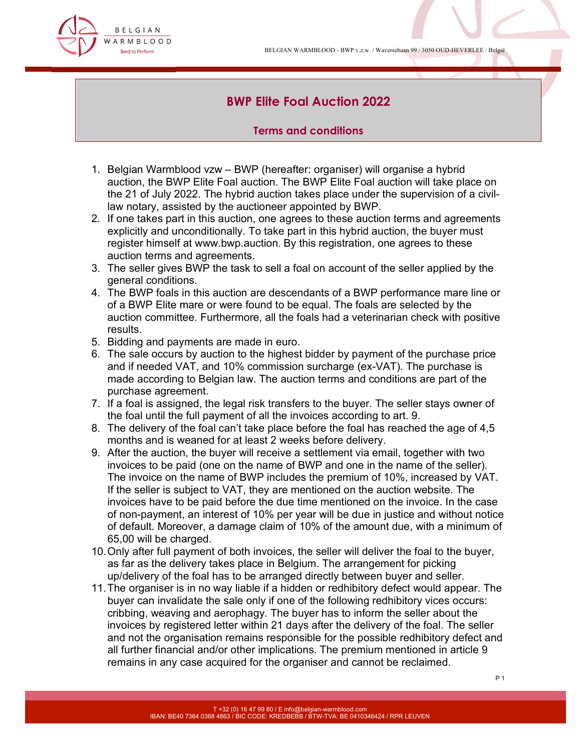# BWP Elite Foal Auction 2022

## Terms and conditions

1. Belgian Warmblood vzw – BWP (hereafter: organiser) will organise a hybrid auction, the BWP Elite Foal auction. The BWP Elite Foal auction will take place on the 21 of July 2022. The hybrid auction takes place under the supervision of a civil-law notary, assisted by the auctioneer appointed by BWP.
2. If one takes part in this auction, one agrees to these auction terms and agreements explicitly and unconditionally. To take part in this hybrid auction, the buyer must register himself at www.bwp.auction. By this registration, one agrees to these auction terms and agreements.
3. The seller gives BWP the task to sell a foal on account of the seller applied by the general conditions.
4. The BWP foals in this auction are descendants of a BWP performance mare line or of a BWP Elite mare or were found to be equal. The foals are selected by the auction committee. Furthermore, all the foals had a veterinarian check with positive results.
5. Bidding and payments are made in euro.
6. The sale occurs by auction to the highest bidder by payment of the purchase price and if needed VAT, and 10% commission surcharge (ex-VAT). The purchase is made according to Belgian law. The auction terms and conditions are part of the purchase agreement.
7. If a foal is assigned, the legal risk transfers to the buyer. The seller stays owner of the foal until the full payment of all the invoices according to art. 9.
8. The delivery of the foal can't take place before the foal has reached the age of 4,5 months and is weaned for at least 2 weeks before delivery.
9. After the auction, the buyer will receive a settlement via email, together with two invoices to be paid (one on the name of BWP and one in the name of the seller). The invoice on the name of BWP includes the premium of 10%, increased by VAT. If the seller is subject to VAT, they are mentioned on the auction website. The invoices have to be paid before the due time mentioned on the invoice. In the case of non-payment, an interest of 10% per year will be due in justice and without notice of default. Moreover, a damage claim of 10% of the amount due, with a minimum of 65,00 will be charged.
10. Only after full payment of both invoices, the seller will deliver the foal to the buyer, as far as the delivery takes place in Belgium. The arrangement for picking up/delivery of the foal has to be arranged directly between buyer and seller.
11. The organiser is in no way liable if a hidden or redhibitory defect would appear. The buyer can invalidate the sale only if one of the following redhibitory vices occurs: cribbing, weaving and aerophagy. The buyer has to inform the seller about the invoices by registered letter within 21 days after the delivery of the foal. The seller and not the organisation remains responsible for the possible redhibitory defect and all further financial and/or other implications. The premium mentioned in article 9 remains in any case acquired for the organiser and cannot be reclaimed.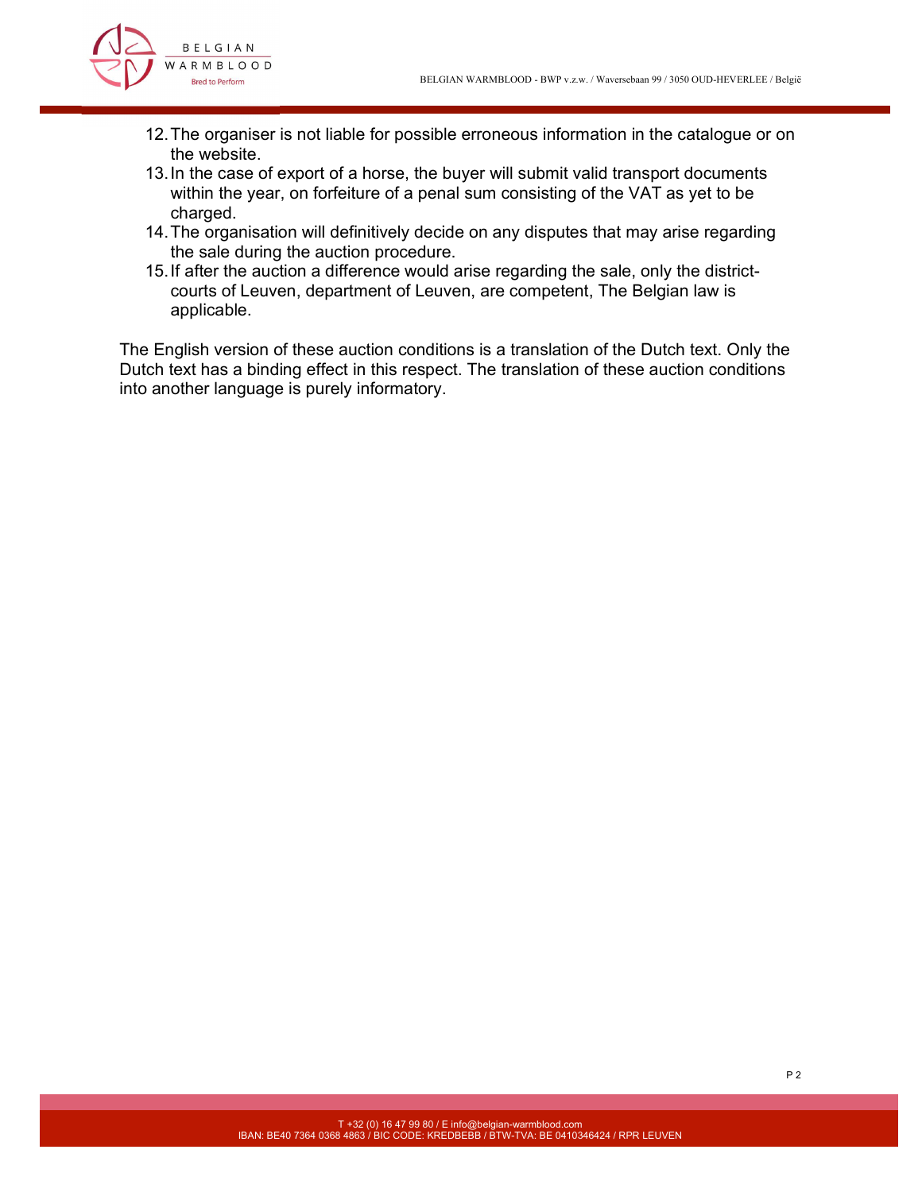12. The organiser is not liable for possible erroneous information in the catalogue or on the website.
13. In the case of export of a horse, the buyer will submit valid transport documents within the year, on forfeiture of a penal sum consisting of the VAT as yet to be charged.
14. The organisation will definitively decide on any disputes that may arise regarding the sale during the auction procedure.
15. If after the auction a difference would arise regarding the sale, only the district-courts of Leuven, department of Leuven, are competent, The Belgian law is applicable.

The English version of these auction conditions is a translation of the Dutch text. Only the Dutch text has a binding effect in this respect. The translation of these auction conditions into another language is purely informatory.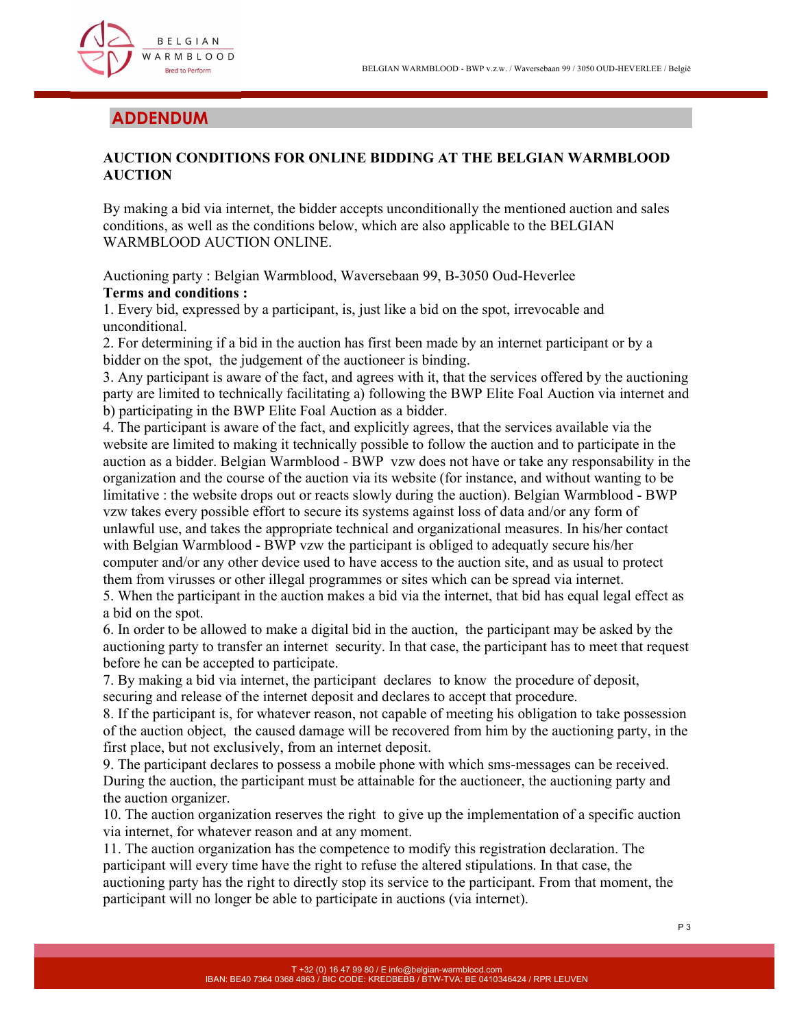# ADDENDUM

**AUCTION CONDITIONS FOR ONLINE BIDDING AT THE BELGIAN WARMBLOOD AUCTION**

By making a bid via internet, the bidder accepts unconditionally the mentioned auction and sales conditions, as well as the conditions below, which are also applicable to the BELGIAN WARMBLOOD AUCTION ONLINE.

Auctioning party : Belgian Warmblood, Waversebaan 99, B-3050 Oud-Heverlee

**Terms and conditions :**

1. Every bid, expressed by a participant, is, just like a bid on the spot, irrevocable and unconditional.
2. For determining if a bid in the auction has first been made by an internet participant or by a bidder on the spot, the judgement of the auctioneer is binding.
3. Any participant is aware of the fact, and agrees with it, that the services offered by the auctioning party are limited to technically facilitating a) following the BWP Elite Foal Auction via internet and b) participating in the BWP Elite Foal Auction as a bidder.
4. The participant is aware of the fact, and explicitly agrees, that the services available via the website are limited to making it technically possible to follow the auction and to participate in the auction as a bidder. Belgian Warmblood - BWP vzw does not have or take any responsability in the organization and the course of the auction via its website (for instance, and without wanting to be limitative : the website drops out or reacts slowly during the auction). Belgian Warmblood - BWP vzw takes every possible effort to secure its systems against loss of data and/or any form of unlawful use, and takes the appropriate technical and organizational measures. In his/her contact with Belgian Warmblood - BWP vzw the participant is obliged to adequatly secure his/her computer and/or any other device used to have access to the auction site, and as usual to protect them from virusses or other illegal programmes or sites which can be spread via internet.
5. When the participant in the auction makes a bid via the internet, that bid has equal legal effect as a bid on the spot.
6. In order to be allowed to make a digital bid in the auction, the participant may be asked by the auctioning party to transfer an internet security. In that case, the participant has to meet that request before he can be accepted to participate.
7. By making a bid via internet, the participant declares to know the procedure of deposit, securing and release of the internet deposit and declares to accept that procedure.
8. If the participant is, for whatever reason, not capable of meeting his obligation to take possession of the auction object, the caused damage will be recovered from him by the auctioning party, in the first place, but not exclusively, from an internet deposit.
9. The participant declares to possess a mobile phone with which sms-messages can be received. During the auction, the participant must be attainable for the auctioneer, the auctioning party and the auction organizer.
10. The auction organization reserves the right to give up the implementation of a specific auction via internet, for whatever reason and at any moment.
11. The auction organization has the competence to modify this registration declaration. The participant will every time have the right to refuse the altered stipulations. In that case, the auctioning party has the right to directly stop its service to the participant. From that moment, the participant will no longer be able to participate in auctions (via internet).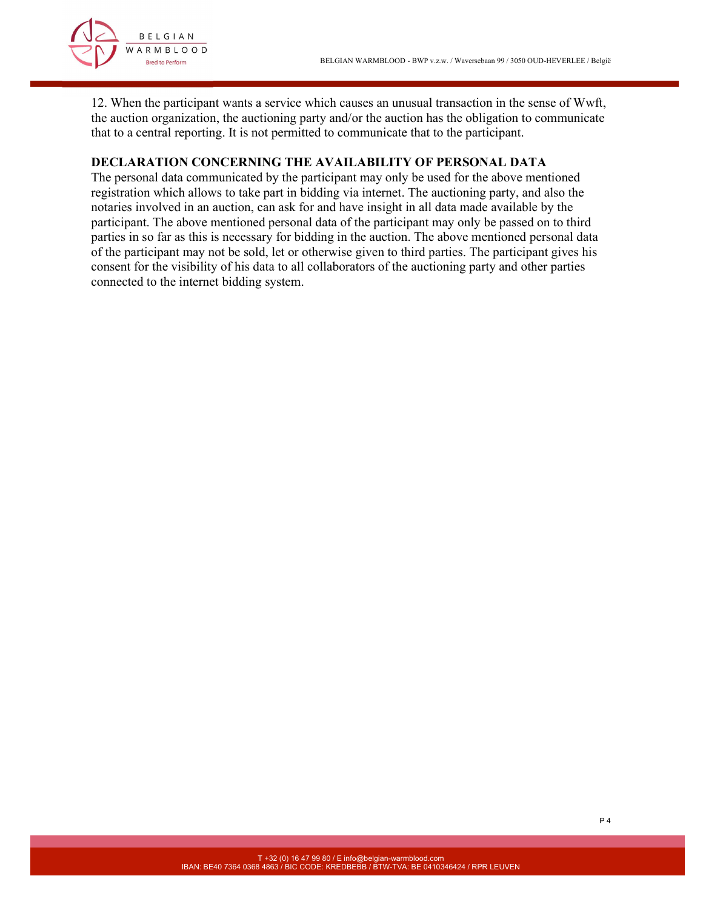12. When the participant wants a service which causes an unusual transaction in the sense of Wwft, the auction organization, the auctioning party and/or the auction has the obligation to communicate that to a central reporting. It is not permitted to communicate that to the participant.

**DECLARATION CONCERNING THE AVAILABILITY OF PERSONAL DATA**

The personal data communicated by the participant may only be used for the above mentioned registration which allows to take part in bidding via internet. The auctioning party, and also the notaries involved in an auction, can ask for and have insight in all data made available by the participant. The above mentioned personal data of the participant may only be passed on to third parties in so far as this is necessary for bidding in the auction. The above mentioned personal data of the participant may not be sold, let or otherwise given to third parties. The participant gives his consent for the visibility of his data to all collaborators of the auctioning party and other parties connected to the internet bidding system.